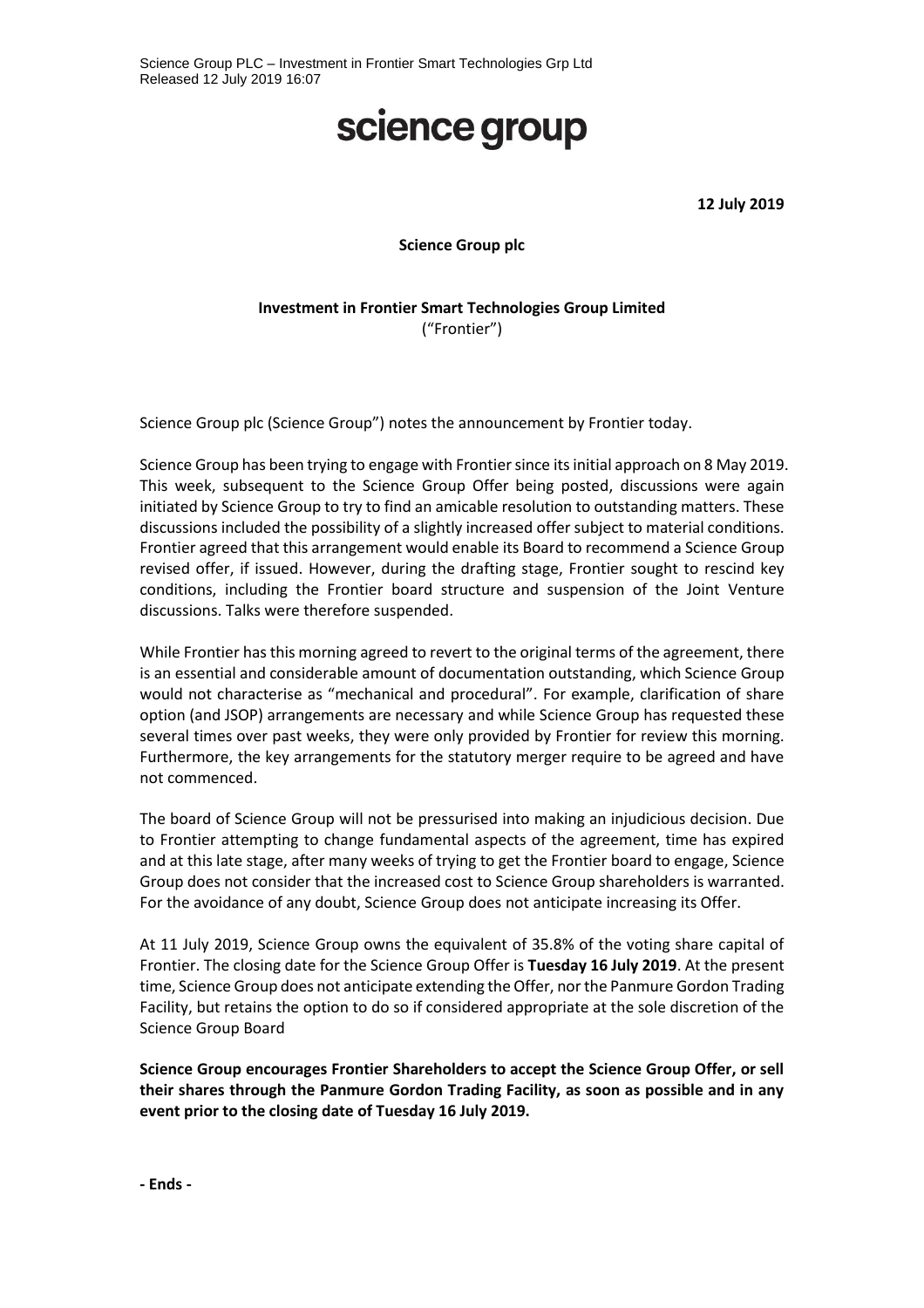Science Group PLC – Investment in Frontier Smart Technologies Grp Ltd
Released 12 July 2019 16:07

# science group

**12 July 2019**

**Science Group plc**

**Investment in Frontier Smart Technologies Group Limited**
("Frontier")

Science Group plc (Science Group") notes the announcement by Frontier today.

Science Group has been trying to engage with Frontier since its initial approach on 8 May 2019. This week, subsequent to the Science Group Offer being posted, discussions were again initiated by Science Group to try to find an amicable resolution to outstanding matters. These discussions included the possibility of a slightly increased offer subject to material conditions. Frontier agreed that this arrangement would enable its Board to recommend a Science Group revised offer, if issued. However, during the drafting stage, Frontier sought to rescind key conditions, including the Frontier board structure and suspension of the Joint Venture discussions. Talks were therefore suspended.

While Frontier has this morning agreed to revert to the original terms of the agreement, there is an essential and considerable amount of documentation outstanding, which Science Group would not characterise as "mechanical and procedural". For example, clarification of share option (and JSOP) arrangements are necessary and while Science Group has requested these several times over past weeks, they were only provided by Frontier for review this morning. Furthermore, the key arrangements for the statutory merger require to be agreed and have not commenced.

The board of Science Group will not be pressurised into making an injudicious decision. Due to Frontier attempting to change fundamental aspects of the agreement, time has expired and at this late stage, after many weeks of trying to get the Frontier board to engage, Science Group does not consider that the increased cost to Science Group shareholders is warranted. For the avoidance of any doubt, Science Group does not anticipate increasing its Offer.

At 11 July 2019, Science Group owns the equivalent of 35.8% of the voting share capital of Frontier. The closing date for the Science Group Offer is **Tuesday 16 July 2019**. At the present time, Science Group does not anticipate extending the Offer, nor the Panmure Gordon Trading Facility, but retains the option to do so if considered appropriate at the sole discretion of the Science Group Board

**Science Group encourages Frontier Shareholders to accept the Science Group Offer, or sell their shares through the Panmure Gordon Trading Facility, as soon as possible and in any event prior to the closing date of Tuesday 16 July 2019.**

**- Ends -**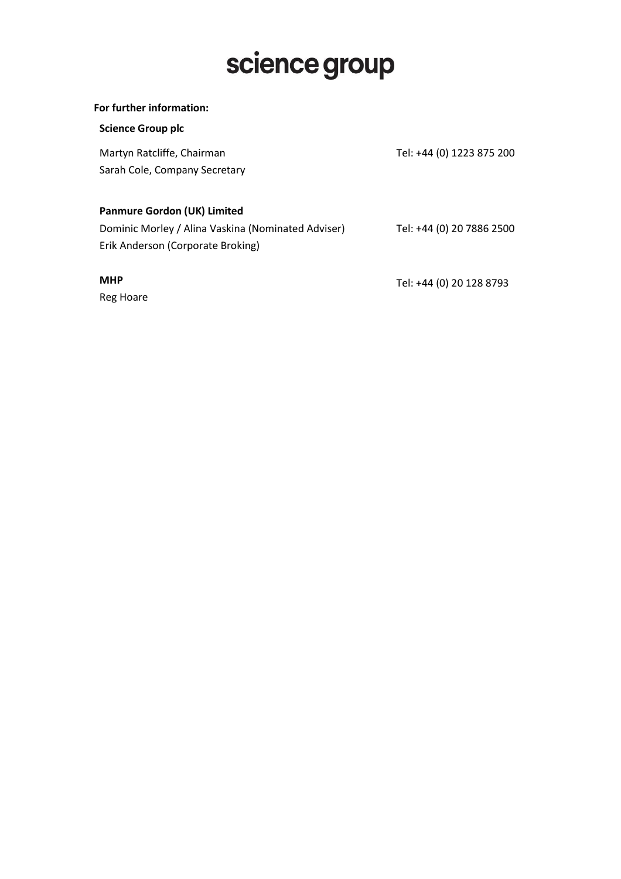**For further information:**

**Science Group plc**

| | |
|---|---|
| Martyn Ratcliffe, Chairman | Tel: +44 (0) 1223 875 200 |
| Sarah Cole, Company Secretary | |
| | |
| **Panmure Gordon (UK) Limited** | |
| Dominic Morley / Alina Vaskina (Nominated Adviser) | Tel: +44 (0) 20 7886 2500 |
| Erik Anderson (Corporate Broking) | |
| | |
| **MHP** | Tel: +44 (0) 20 128 8793 |
| Reg Hoare | |